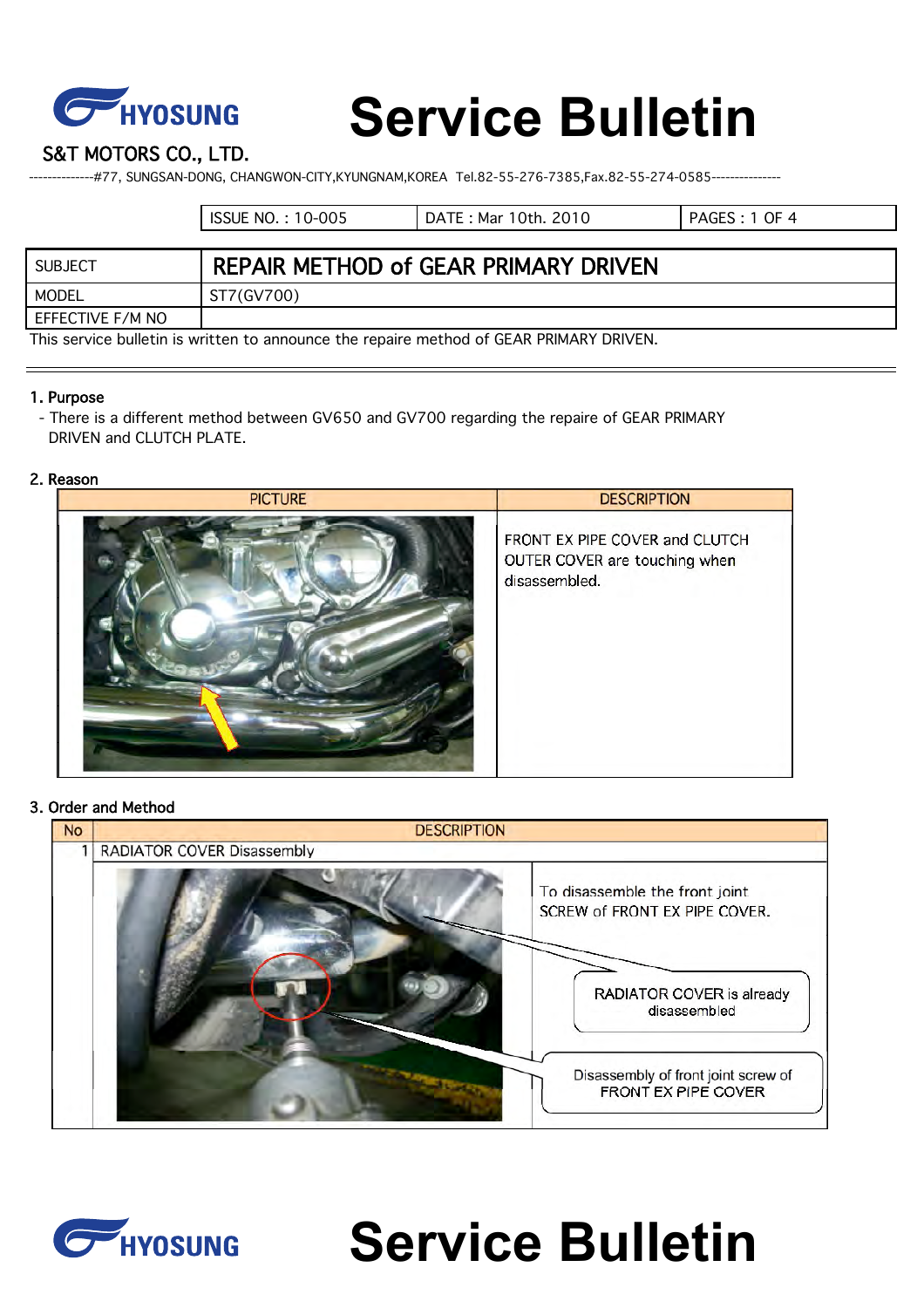# Service Bulletin

**HYOSUNG**

S&T MOTORS CO., LTD.

--------------#77, SUNGSAN-DONG, CHANGWON-CITY,KYUNGNAM,KOREA Tel.82-55-276-7385,Fax.82-55-274-0585---------------

| ISSUE NO. : 10-005 | DATE : Mar 10th. 2010 | PAGES : 1 OF 4 |
|---|---|---|

| SUBJECT | REPAIR METHOD of GEAR PRIMARY DRIVEN |
|---|---|
| MODEL | ST7(GV700) |
| EFFECTIVE F/M NO | |

This service bulletin is written to announce the repaire method of GEAR PRIMARY DRIVEN.

## 1. Purpose

- There is a different method between GV650 and GV700 regarding the repaire of GEAR PRIMARY DRIVEN and CLUTCH PLATE.

## 2. Reason

| PICTURE | DESCRIPTION |
|---|---|
| | FRONT EX PIPE COVER and CLUTCH OUTER COVER are touching when disassembled. |

## 3. Order and Method

| No | DESCRIPTION |
|---|---|
| 1 | RADIATOR COVER Disassembly |
| | To disassemble the front joint SCREW of FRONT EX PIPE COVER.<br>RADIATOR COVER is already disassembled<br>Disassembly of front joint screw of FRONT EX PIPE COVER |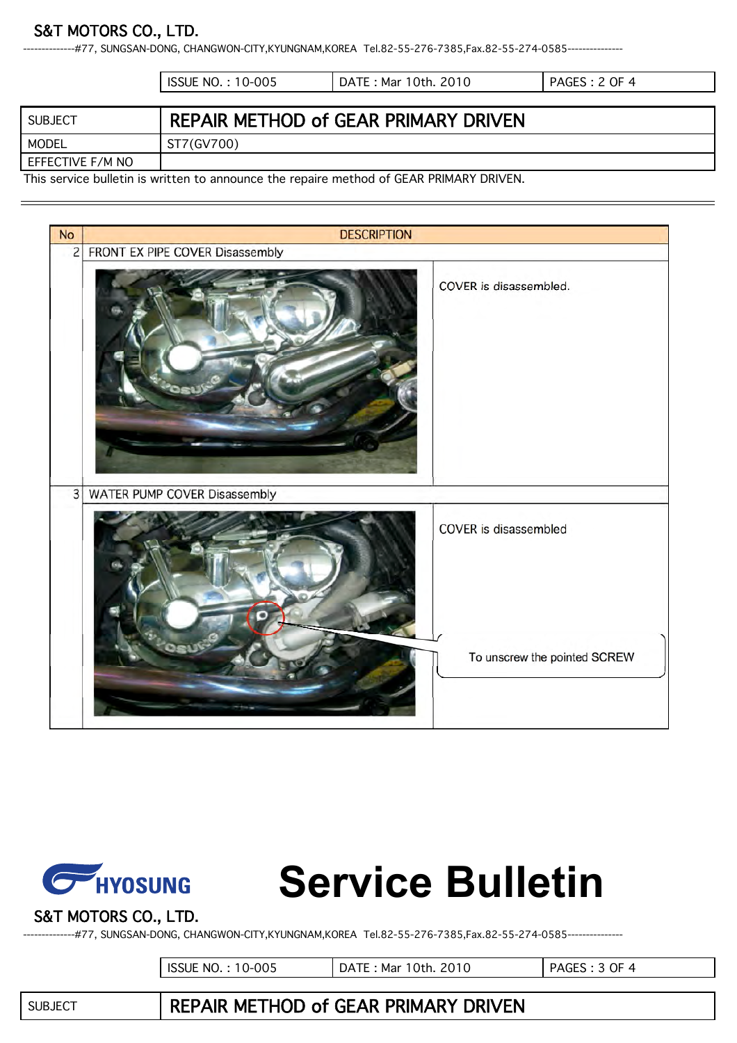| SUBJECT | REPAIR METHOD of GEAR PRIMARY DRIVEN |
|---|---|
| MODEL | ST7(GV700) |
| EFFECTIVE F/M NO | |

This service bulletin is written to announce the repaire method of GEAR PRIMARY DRIVEN.

| No | DESCRIPTION | |
|---|---|---|
| 2 | FRONT EX PIPE COVER Disassembly | |
| | | COVER is disassembled. |
| 3 | WATER PUMP COVER Disassembly | |
| | | COVER is disassembled<br><br>To unscrew the pointed SCREW |

# Service Bulletin

| SUBJECT | REPAIR METHOD of GEAR PRIMARY DRIVEN |
|---|---|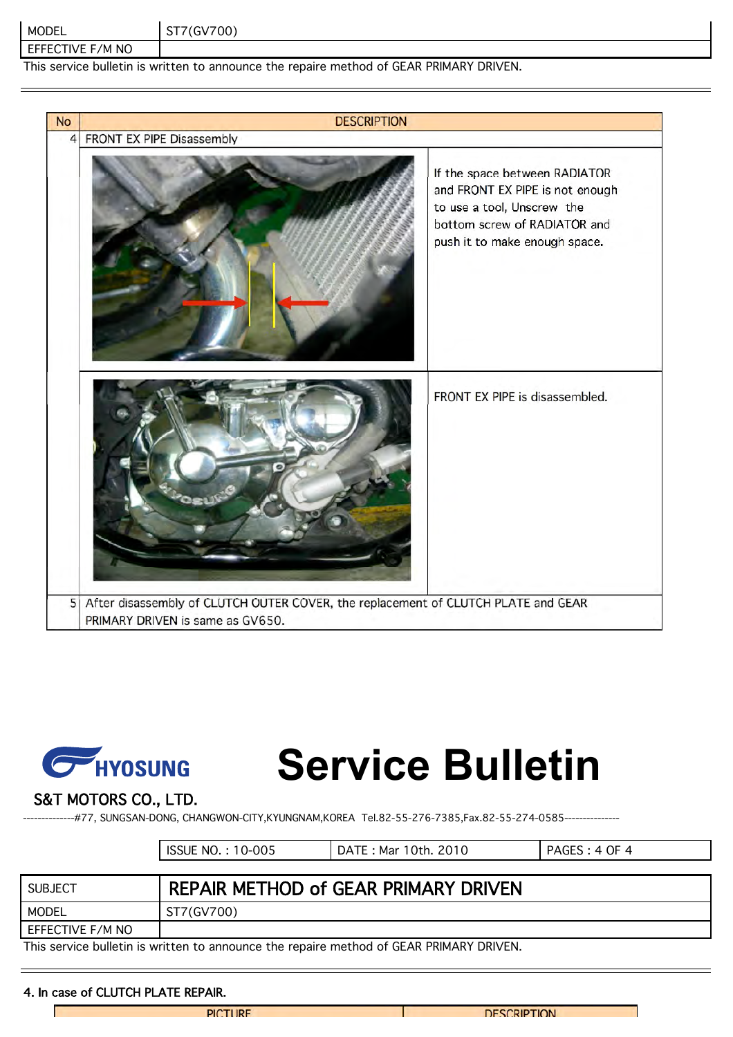| MODEL | ST7(GV700) |
|---|---|
| EFFECTIVE F/M NO | |

This service bulletin is written to announce the repaire method of GEAR PRIMARY DRIVEN.

| No | DESCRIPTION | |
|---|---|---|
| 4 | FRONT EX PIPE Disassembly | |
| | | If the space between RADIATOR and FRONT EX PIPE is not enough to use a tool, Unscrew the bottom screw of RADIATOR and push it to make enough space. |
| | | FRONT EX PIPE is disassembled. |
| 5 | After disassembly of CLUTCH OUTER COVER, the replacement of CLUTCH PLATE and GEAR PRIMARY DRIVEN is same as GV650. | |

# Service Bulletin

HYOSUNG

S&T MOTORS CO., LTD.

--------------#77, SUNGSAN-DONG, CHANGWON-CITY,KYUNGNAM,KOREA Tel.82-55-276-7385,Fax.82-55-274-0585---------------

| ISSUE NO. : 10-005 | DATE : Mar 10th. 2010 | PAGES : 4 OF 4 |
|---|---|---|

| SUBJECT | REPAIR METHOD of GEAR PRIMARY DRIVEN |
|---|---|
| MODEL | ST7(GV700) |
| EFFECTIVE F/M NO | |

This service bulletin is written to announce the repaire method of GEAR PRIMARY DRIVEN.

**4. In case of CLUTCH PLATE REPAIR.**

| PICTURE | DESCRIPTION |
|---|---|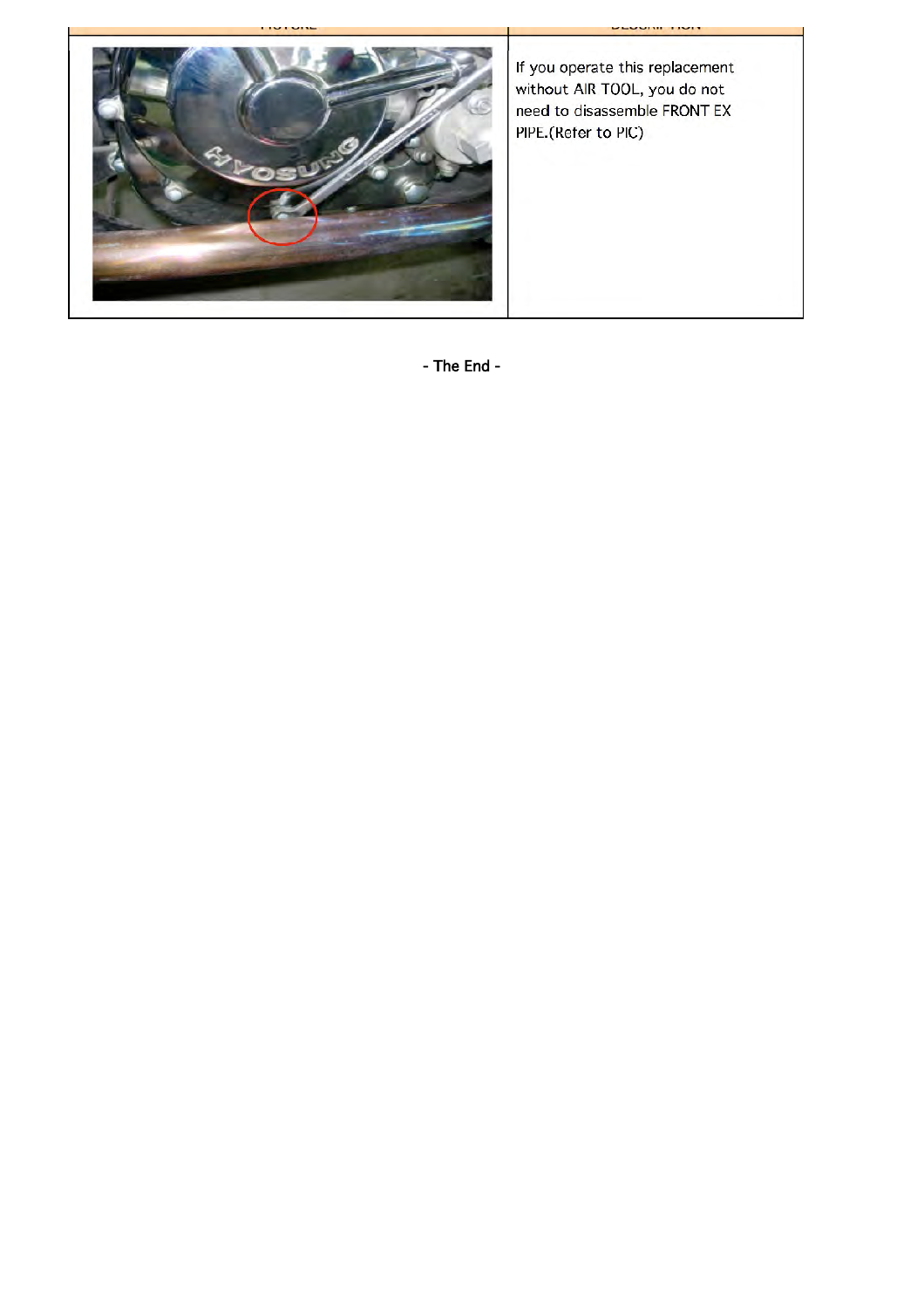| PICTURE | DESCRIPTION |
|---|---|
| | If you operate this replacement without AIR TOOL, you do not need to disassemble FRONT EX PIPE.(Refer to PIC) |

- The End -